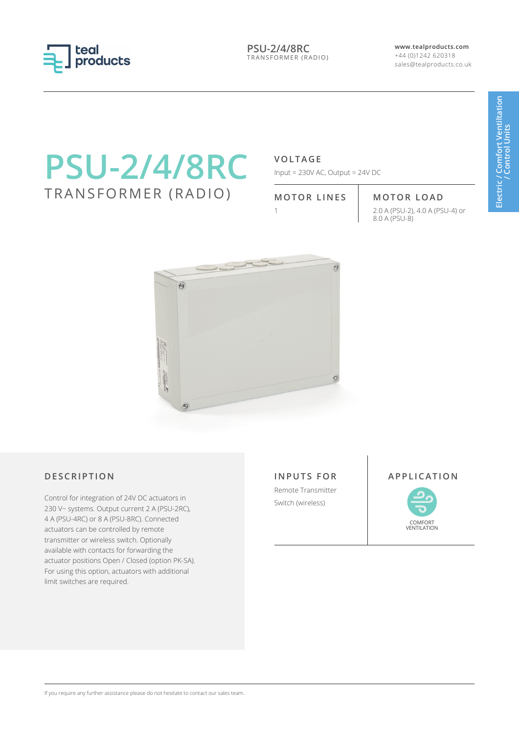# PSU-2/4/8RC

TRANSFORMER (RADIO)

www.tealproducts.com
+44 (0)1242 620318
sales@tealproducts.co.uk

Electric / Comfort Ventiltation / Control Units

### VOLTAGE

Input = 230V AC, Output = 24V DC

| MOTOR LINES | MOTOR LOAD |
| --- | --- |
| 1 | 2.0 A (PSU-2), 4.0 A (PSU-4) or 8.0 A (PSU-8) |

### DESCRIPTION

Control for integration of 24V DC actuators in 230 V~ systems. Output current 2 A (PSU-2RC), 4 A (PSU-4RC) or 8 A (PSU-8RC). Connected actuators can be controlled by remote transmitter or wireless switch. Optionally available with contacts for forwarding the actuator positions Open / Closed (option PK-SA). For using this option, actuators with additional limit switches are required.

### INPUTS FOR

Remote Transmitter

Switch (wireless)

### APPLICATION

COMFORT VENTILATION

If you require any further assistance please do not hesitate to contact our sales team.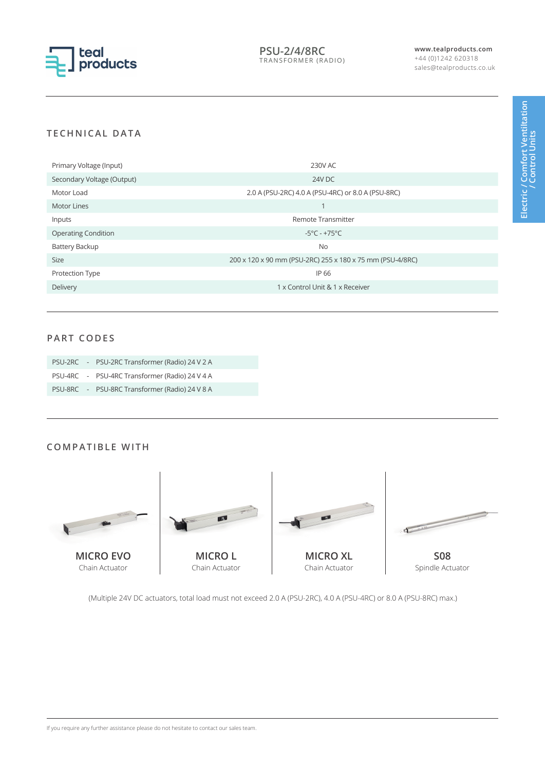# PSU-2/4/8RC

TRANSFORMER (RADIO)

**www.tealproducts.com**
+44 (0)1242 620318
sales@tealproducts.co.uk

Electric / Comfort Ventiltation / Control Units

## TECHNICAL DATA

| | |
|---|---|
| Primary Voltage (Input) | 230V AC |
| Secondary Voltage (Output) | 24V DC |
| Motor Load | 2.0 A (PSU-2RC) 4.0 A (PSU-4RC) or 8.0 A (PSU-8RC) |
| Motor Lines | 1 |
| Inputs | Remote Transmitter |
| Operating Condition | -5°C - +75°C |
| Battery Backup | No |
| Size | 200 x 120 x 90 mm (PSU-2RC) 255 x 180 x 75 mm (PSU-4/8RC) |
| Protection Type | IP 66 |
| Delivery | 1 x Control Unit & 1 x Receiver |

## PART CODES

| | | |
|---|---|---|
| PSU-2RC | - | PSU-2RC Transformer (Radio) 24 V 2 A |
| PSU-4RC | - | PSU-4RC Transformer (Radio) 24 V 4 A |
| PSU-8RC | - | PSU-8RC Transformer (Radio) 24 V 8 A |

## COMPATIBLE WITH

**MICRO EVO**
Chain Actuator

**MICRO L**
Chain Actuator

**MICRO XL**
Chain Actuator

**S08**
Spindle Actuator

(Multiple 24V DC actuators, total load must not exceed 2.0 A (PSU-2RC), 4.0 A (PSU-4RC) or 8.0 A (PSU-8RC) max.)

If you require any further assistance please do not hesitate to contact our sales team.